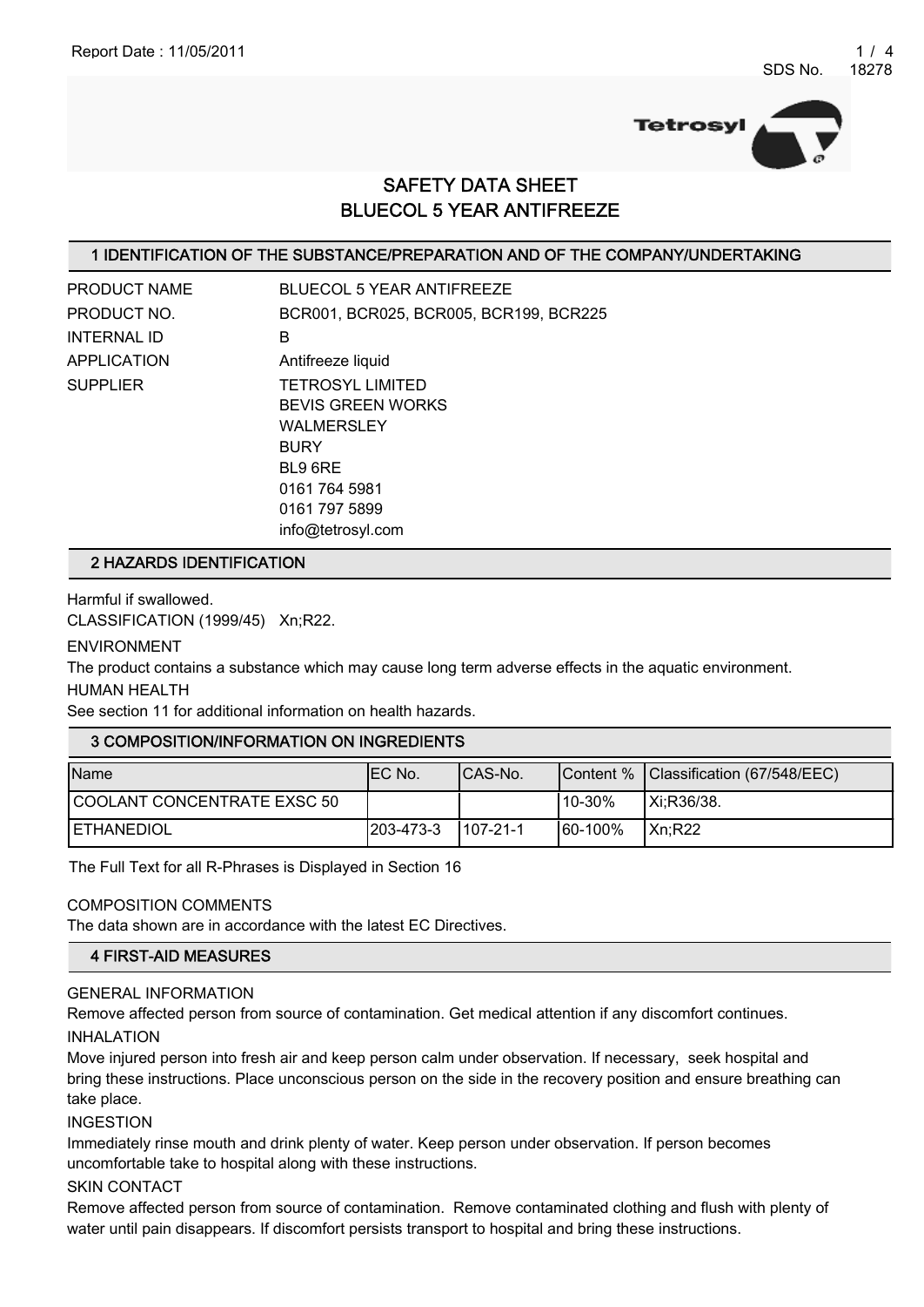# SAFETY DATA SHEET
# BLUECOL 5 YEAR ANTIFREEZE

## 1 IDENTIFICATION OF THE SUBSTANCE/PREPARATION AND OF THE COMPANY/UNDERTAKING

PRODUCT NAME BLUECOL 5 YEAR ANTIFREEZE

PRODUCT NO. BCR001, BCR025, BCR005, BCR199, BCR225

INTERNAL ID B

APPLICATION Antifreeze liquid

SUPPLIER TETROSYL LIMITED
BEVIS GREEN WORKS
WALMERSLEY
BURY
BL9 6RE
0161 764 5981
0161 797 5899
info@tetrosyl.com

## 2 HAZARDS IDENTIFICATION

Harmful if swallowed.

CLASSIFICATION (1999/45) Xn;R22.

ENVIRONMENT

The product contains a substance which may cause long term adverse effects in the aquatic environment.

HUMAN HEALTH

See section 11 for additional information on health hazards.

## 3 COMPOSITION/INFORMATION ON INGREDIENTS

| Name | EC No. | CAS-No. | Content % | Classification (67/548/EEC) |
|---|---|---|---|---|
| COOLANT CONCENTRATE EXSC 50 | | | 10-30% | Xi;R36/38. |
| ETHANEDIOL | 203-473-3 | 107-21-1 | 60-100% | Xn;R22 |

The Full Text for all R-Phrases is Displayed in Section 16

COMPOSITION COMMENTS

The data shown are in accordance with the latest EC Directives.

## 4 FIRST-AID MEASURES

GENERAL INFORMATION

Remove affected person from source of contamination. Get medical attention if any discomfort continues.

INHALATION

Move injured person into fresh air and keep person calm under observation. If necessary, seek hospital and bring these instructions. Place unconscious person on the side in the recovery position and ensure breathing can take place.

INGESTION

Immediately rinse mouth and drink plenty of water. Keep person under observation. If person becomes uncomfortable take to hospital along with these instructions.

SKIN CONTACT

Remove affected person from source of contamination. Remove contaminated clothing and flush with plenty of water until pain disappears. If discomfort persists transport to hospital and bring these instructions.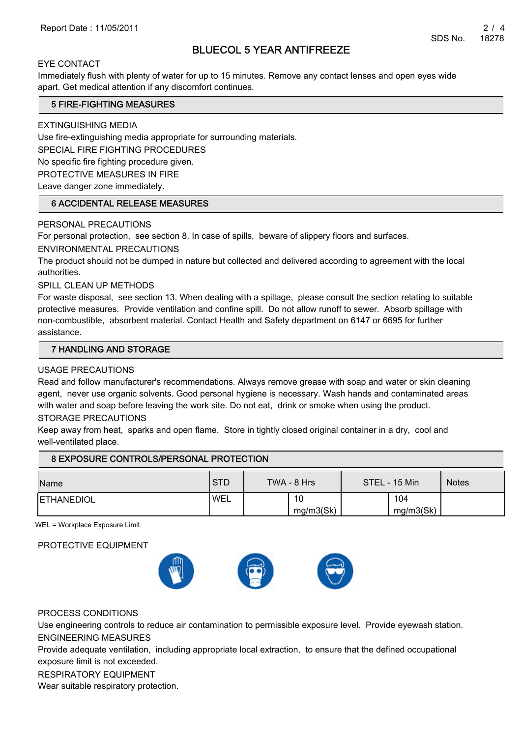EYE CONTACT

Immediately flush with plenty of water for up to 15 minutes. Remove any contact lenses and open eyes wide apart. Get medical attention if any discomfort continues.

## 5 FIRE-FIGHTING MEASURES

EXTINGUISHING MEDIA

Use fire-extinguishing media appropriate for surrounding materials.

SPECIAL FIRE FIGHTING PROCEDURES

No specific fire fighting procedure given.

PROTECTIVE MEASURES IN FIRE

Leave danger zone immediately.

## 6 ACCIDENTAL RELEASE MEASURES

PERSONAL PRECAUTIONS

For personal protection, see section 8. In case of spills, beware of slippery floors and surfaces.

ENVIRONMENTAL PRECAUTIONS

The product should not be dumped in nature but collected and delivered according to agreement with the local authorities.

SPILL CLEAN UP METHODS

For waste disposal, see section 13. When dealing with a spillage, please consult the section relating to suitable protective measures. Provide ventilation and confine spill. Do not allow runoff to sewer. Absorb spillage with non-combustible, absorbent material. Contact Health and Safety department on 6147 or 6695 for further assistance.

## 7 HANDLING AND STORAGE

USAGE PRECAUTIONS

Read and follow manufacturer's recommendations. Always remove grease with soap and water or skin cleaning agent, never use organic solvents. Good personal hygiene is necessary. Wash hands and contaminated areas with water and soap before leaving the work site. Do not eat, drink or smoke when using the product.

STORAGE PRECAUTIONS

Keep away from heat, sparks and open flame. Store in tightly closed original container in a dry, cool and well-ventilated place.

## 8 EXPOSURE CONTROLS/PERSONAL PROTECTION

| Name | STD | TWA - 8 Hrs | STEL - 15 Min | Notes |
|---|---|---|---|---|
| ETHANEDIOL | WEL | 10 mg/m3(Sk) | 104 mg/m3(Sk) | |

WEL = Workplace Exposure Limit.

PROTECTIVE EQUIPMENT

PROCESS CONDITIONS

Use engineering controls to reduce air contamination to permissible exposure level. Provide eyewash station.

ENGINEERING MEASURES

Provide adequate ventilation, including appropriate local extraction, to ensure that the defined occupational exposure limit is not exceeded.

RESPIRATORY EQUIPMENT

Wear suitable respiratory protection.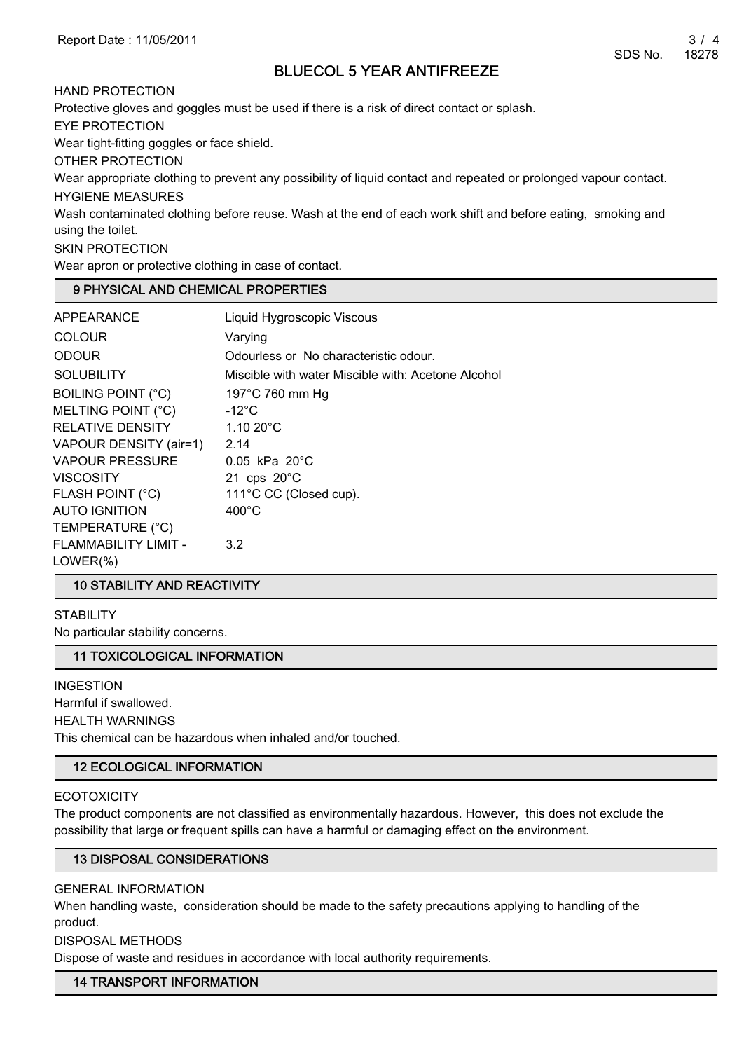HAND PROTECTION

Protective gloves and goggles must be used if there is a risk of direct contact or splash.

EYE PROTECTION

Wear tight-fitting goggles or face shield.

OTHER PROTECTION

Wear appropriate clothing to prevent any possibility of liquid contact and repeated or prolonged vapour contact.

HYGIENE MEASURES

Wash contaminated clothing before reuse. Wash at the end of each work shift and before eating, smoking and using the toilet.

SKIN PROTECTION

Wear apron or protective clothing in case of contact.

## 9 PHYSICAL AND CHEMICAL PROPERTIES

| | |
|---|---|
| APPEARANCE | Liquid Hygroscopic Viscous |
| COLOUR | Varying |
| ODOUR | Odourless or No characteristic odour. |
| SOLUBILITY | Miscible with water Miscible with: Acetone Alcohol |
| BOILING POINT (°C) | 197°C 760 mm Hg |
| MELTING POINT (°C) | -12°C |
| RELATIVE DENSITY | 1.10 20°C |
| VAPOUR DENSITY (air=1) | 2.14 |
| VAPOUR PRESSURE | 0.05 kPa 20°C |
| VISCOSITY | 21 cps 20°C |
| FLASH POINT (°C) | 111°C CC (Closed cup). |
| AUTO IGNITION TEMPERATURE (°C) | 400°C |
| FLAMMABILITY LIMIT - LOWER(%) | 3.2 |

## 10 STABILITY AND REACTIVITY

STABILITY

No particular stability concerns.

## 11 TOXICOLOGICAL INFORMATION

INGESTION

Harmful if swallowed.

HEALTH WARNINGS

This chemical can be hazardous when inhaled and/or touched.

## 12 ECOLOGICAL INFORMATION

ECOTOXICITY

The product components are not classified as environmentally hazardous. However, this does not exclude the possibility that large or frequent spills can have a harmful or damaging effect on the environment.

## 13 DISPOSAL CONSIDERATIONS

GENERAL INFORMATION

When handling waste, consideration should be made to the safety precautions applying to handling of the product.

DISPOSAL METHODS

Dispose of waste and residues in accordance with local authority requirements.

## 14 TRANSPORT INFORMATION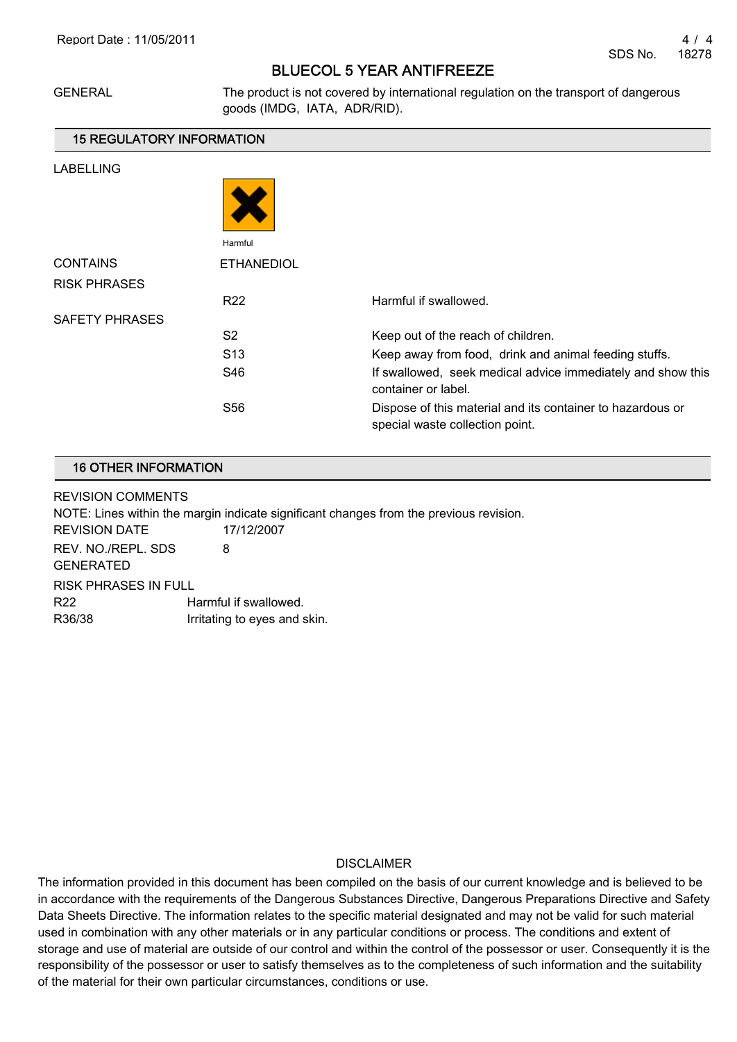# BLUECOL 5 YEAR ANTIFREEZE

GENERAL The product is not covered by international regulation on the transport of dangerous goods (IMDG, IATA, ADR/RID).

## 15 REGULATORY INFORMATION

LABELLING

Harmful

CONTAINS ETHANEDIOL

RISK PHRASES

| | | |
|---|---|---|
| | R22 | Harmful if swallowed. |

SAFETY PHRASES

| | | |
|---|---|---|
| | S2 | Keep out of the reach of children. |
| | S13 | Keep away from food, drink and animal feeding stuffs. |
| | S46 | If swallowed, seek medical advice immediately and show this container or label. |
| | S56 | Dispose of this material and its container to hazardous or special waste collection point. |

## 16 OTHER INFORMATION

REVISION COMMENTS

NOTE: Lines within the margin indicate significant changes from the previous revision.

REVISION DATE 17/12/2007

REV. NO./REPL. SDS GENERATED 8

RISK PHRASES IN FULL

| | |
|---|---|
| R22 | Harmful if swallowed. |
| R36/38 | Irritating to eyes and skin. |

DISCLAIMER

The information provided in this document has been compiled on the basis of our current knowledge and is believed to be in accordance with the requirements of the Dangerous Substances Directive, Dangerous Preparations Directive and Safety Data Sheets Directive. The information relates to the specific material designated and may not be valid for such material used in combination with any other materials or in any particular conditions or process. The conditions and extent of storage and use of material are outside of our control and within the control of the possessor or user. Consequently it is the responsibility of the possessor or user to satisfy themselves as to the completeness of such information and the suitability of the material for their own particular circumstances, conditions or use.